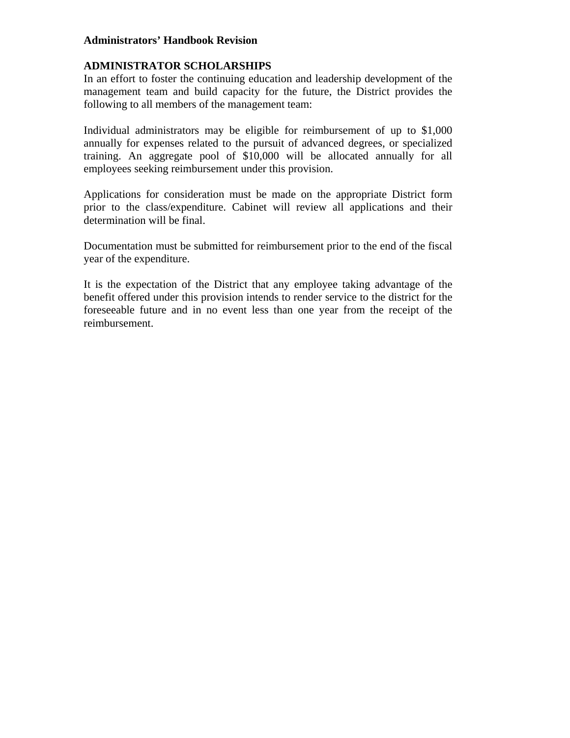**Administrators' Handbook Revision**

**ADMINISTRATOR SCHOLARSHIPS**

In an effort to foster the continuing education and leadership development of the management team and build capacity for the future, the District provides the following to all members of the management team:

Individual administrators may be eligible for reimbursement of up to $1,000 annually for expenses related to the pursuit of advanced degrees, or specialized training. An aggregate pool of $10,000 will be allocated annually for all employees seeking reimbursement under this provision.

Applications for consideration must be made on the appropriate District form prior to the class/expenditure. Cabinet will review all applications and their determination will be final.

Documentation must be submitted for reimbursement prior to the end of the fiscal year of the expenditure.

It is the expectation of the District that any employee taking advantage of the benefit offered under this provision intends to render service to the district for the foreseeable future and in no event less than one year from the receipt of the reimbursement.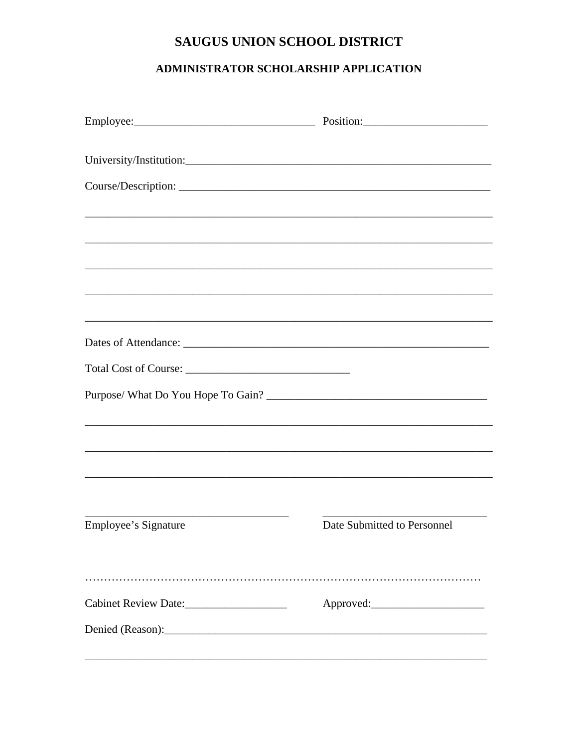# SAUGUS UNION SCHOOL DISTRICT

## ADMINISTRATOR SCHOLARSHIP APPLICATION

Employee:________________________________ Position:______________________

University/Institution:_______________________________________________________

Course/Description: ________________________________________________________

_________________________________________________________________________

_________________________________________________________________________

_________________________________________________________________________

_________________________________________________________________________

_________________________________________________________________________

Dates of Attendance: _______________________________________________________

Total Cost of Course: _____________________________

Purpose/ What Do You Hope To Gain? _______________________________________

_________________________________________________________________________

_________________________________________________________________________

_________________________________________________________________________

_____________________________________ _____________________________

Employee's Signature Date Submitted to Personnel

……………………………………………………………………………………………

Cabinet Review Date:__________________ Approved:____________________

Denied (Reason):___________________________________________________________

_________________________________________________________________________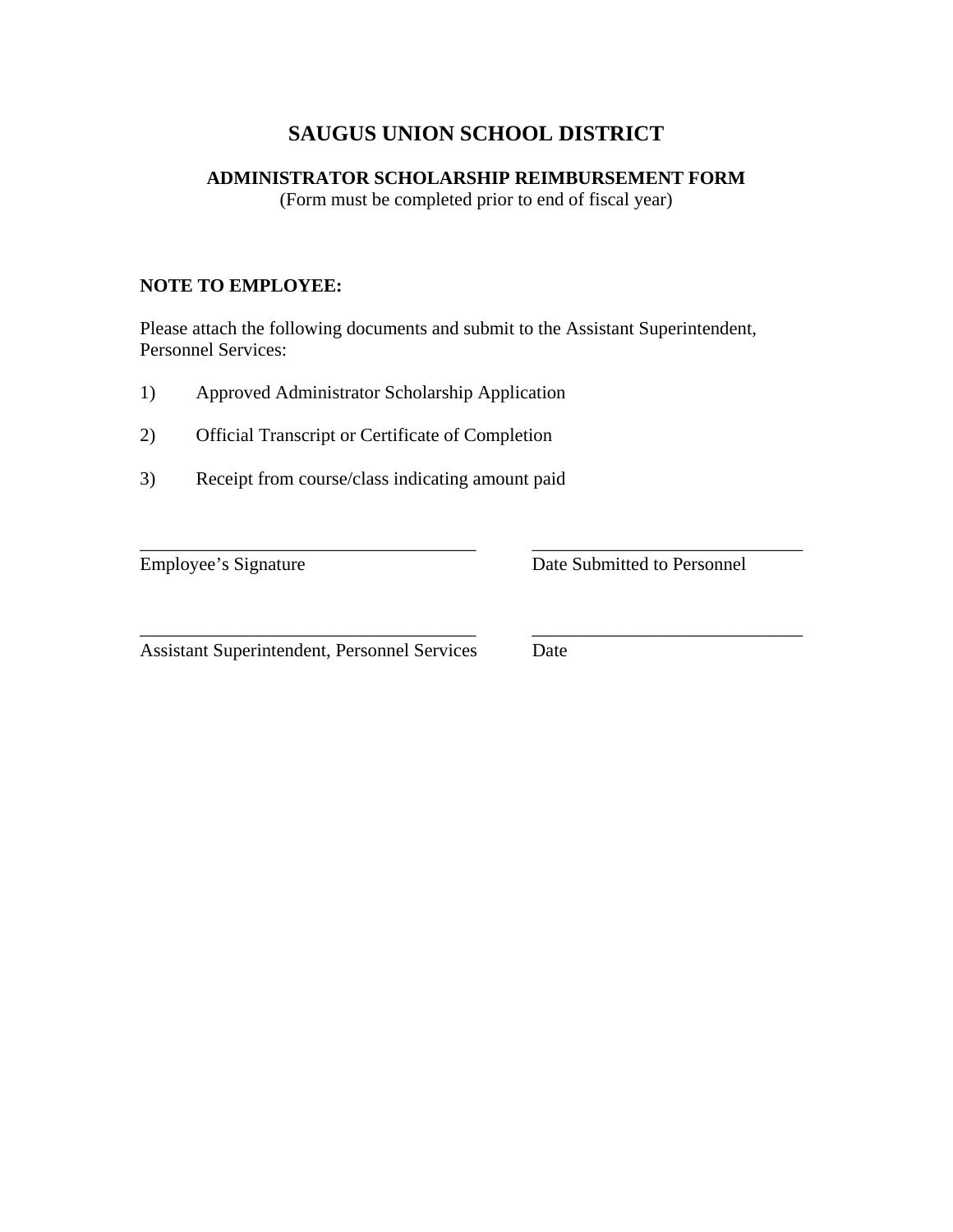# SAUGUS UNION SCHOOL DISTRICT

## ADMINISTRATOR SCHOLARSHIP REIMBURSEMENT FORM

(Form must be completed prior to end of fiscal year)

**NOTE TO EMPLOYEE:**

Please attach the following documents and submit to the Assistant Superintendent, Personnel Services:

1) Approved Administrator Scholarship Application

2) Official Transcript or Certificate of Completion

3) Receipt from course/class indicating amount paid

| | |
|---|---|
| ___________________________________ | ____________________________ |
| Employee's Signature | Date Submitted to Personnel |
| ___________________________________ | ____________________________ |
| Assistant Superintendent, Personnel Services | Date |